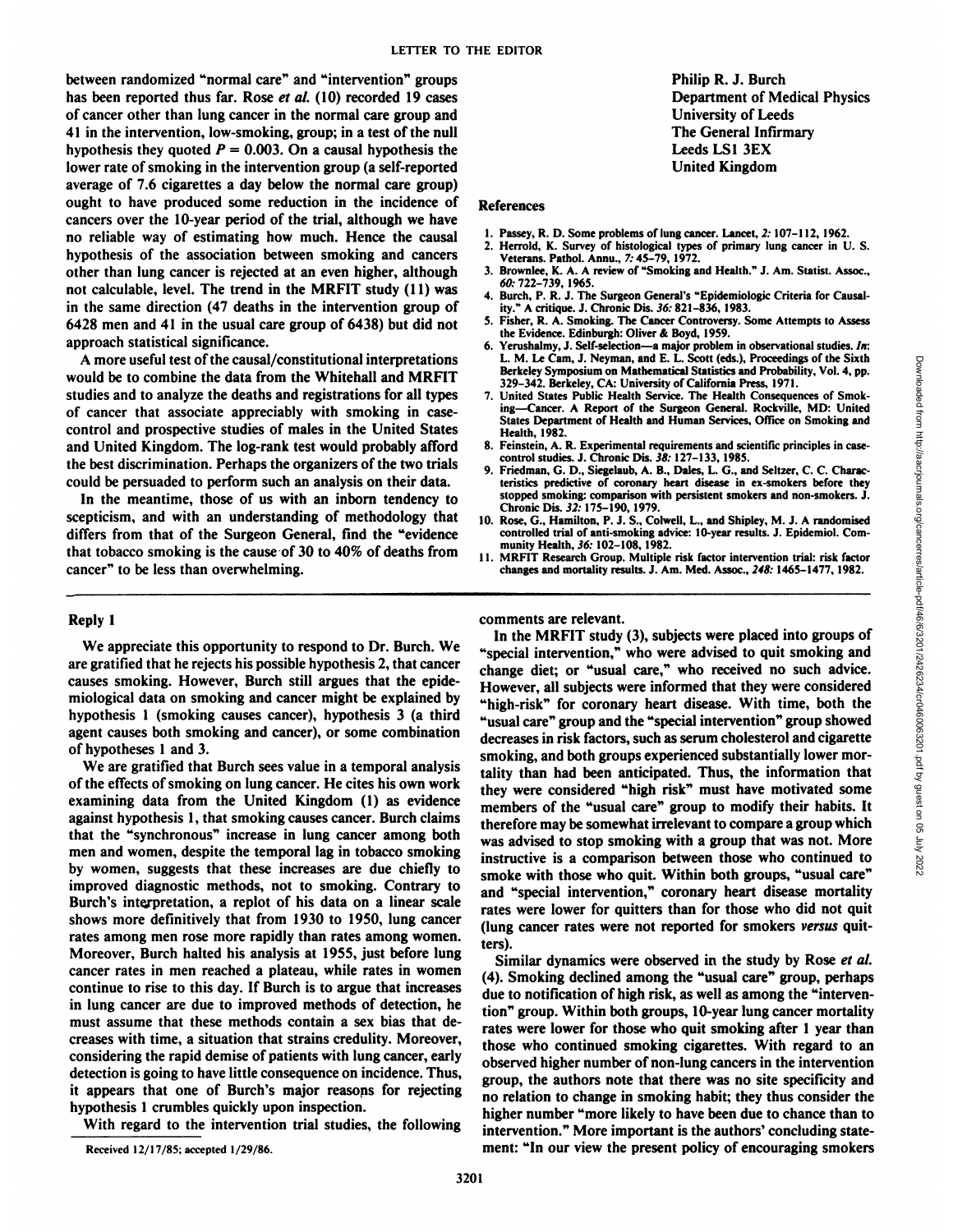between randomized "normal care" and "intervention" groups has been reported thus far. Rose *et al.* (10) recorded 19 cases of cancer other than lung cancer in the normal care group and 41 in the intervention, low-smoking, group; in a test of the null hypothesis they quoted $P = 0.003$. On a causal hypothesis the lower rate of smoking in the intervention group (a self-reported average of 7.6 cigarettes a day below the normal care group) ought to have produced some reduction in the incidence of cancers over the 10-year period of the trial, although we have no reliable way of estimating how much. Hence the causal hypothesis of the association between smoking and cancers other than lung cancer is rejected at an even higher, although not calculable, level. The trend in the MRFIT study (11) was in the same direction (47 deaths in the intervention group of 6428 men and 41 in the usual care group of 6438) but did not approach statistical significance.

A more useful test of the causal/constitutional interpretations would be to combine the data from the Whitehall and MRFIT studies and to analyze the deaths and registrations for all types of cancer that associate appreciably with smoking in case-control and prospective studies of males in the United States and United Kingdom. The log-rank test would probably afford the best discrimination. Perhaps the organizers of the two trials could be persuaded to perform such an analysis on their data.

In the meantime, those of us with an inborn tendency to scepticism, and with an understanding of methodology that differs from that of the Surgeon General, find the "evidence that tobacco smoking is the cause of 30 to 40% of deaths from cancer" to be less than overwhelming.

Philip R. J. Burch
Department of Medical Physics
University of Leeds
The General Infirmary
Leeds LS1 3EX
United Kingdom

## References

1. Passey, R. D. Some problems of lung cancer. Lancet, *2:* 107–112, 1962.
2. Herrold, K. Survey of histological types of primary lung cancer in U. S. Veterans. Pathol. Annu., *7:* 45–79, 1972.
3. Brownlee, K. A. A review of "Smoking and Health." J. Am. Statist. Assoc., *60:* 722–739, 1965.
4. Burch, P. R. J. The Surgeon General's "Epidemiologic Criteria for Causality." A critique. J. Chronic Dis. *36:* 821–836, 1983.
5. Fisher, R. A. Smoking. The Cancer Controversy. Some Attempts to Assess the Evidence. Edinburgh: Oliver & Boyd, 1959.
6. Yerushalmy, J. Self-selection—a major problem in observational studies. *In:* L. M. Le Cam, J. Neyman, and E. L. Scott (eds.), Proceedings of the Sixth Berkeley Symposium on Mathematical Statistics and Probability, Vol. 4, pp. 329–342. Berkeley, CA: University of California Press, 1971.
7. United States Public Health Service. The Health Consequences of Smoking—Cancer. A Report of the Surgeon General. Rockville, MD: United States Department of Health and Human Services, Office on Smoking and Health, 1982.
8. Feinstein, A. R. Experimental requirements and scientific principles in case-control studies. J. Chronic Dis. *38:* 127–133, 1985.
9. Friedman, G. D., Siegelaub, A. B., Dales, L. G., and Seltzer, C. C. Characteristics predictive of coronary heart disease in ex-smokers before they stopped smoking: comparison with persistent smokers and non-smokers. J. Chronic Dis. *32:* 175–190, 1979.
10. Rose, G., Hamilton, P. J. S., Colwell, L., and Shipley, M. J. A randomised controlled trial of anti-smoking advice: 10-year results. J. Epidemiol. Community Health, *36:* 102–108, 1982.
11. MRFIT Research Group. Multiple risk factor intervention trial: risk factor changes and mortality results. J. Am. Med. Assoc., *248:* 1465–1477, 1982.

## Reply 1

We appreciate this opportunity to respond to Dr. Burch. We are gratified that he rejects his possible hypothesis 2, that cancer causes smoking. However, Burch still argues that the epidemiological data on smoking and cancer might be explained by hypothesis 1 (smoking causes cancer), hypothesis 3 (a third agent causes both smoking and cancer), or some combination of hypotheses 1 and 3.

We are gratified that Burch sees value in a temporal analysis of the effects of smoking on lung cancer. He cites his own work examining data from the United Kingdom (1) as evidence against hypothesis 1, that smoking causes cancer. Burch claims that the "synchronous" increase in lung cancer among both men and women, despite the temporal lag in tobacco smoking by women, suggests that these increases are due chiefly to improved diagnostic methods, not to smoking. Contrary to Burch's interpretation, a replot of his data on a linear scale shows more definitively that from 1930 to 1950, lung cancer rates among men rose more rapidly than rates among women. Moreover, Burch halted his analysis at 1955, just before lung cancer rates in men reached a plateau, while rates in women continue to rise to this day. If Burch is to argue that increases in lung cancer are due to improved methods of detection, he must assume that these methods contain a sex bias that decreases with time, a situation that strains credulity. Moreover, considering the rapid demise of patients with lung cancer, early detection is going to have little consequence on incidence. Thus, it appears that one of Burch's major reasons for rejecting hypothesis 1 crumbles quickly upon inspection.

With regard to the intervention trial studies, the following comments are relevant.

In the MRFIT study (3), subjects were placed into groups of "special intervention," who were advised to quit smoking and change diet; or "usual care," who received no such advice. However, all subjects were informed that they were considered "high-risk" for coronary heart disease. With time, both the "usual care" group and the "special intervention" group showed decreases in risk factors, such as serum cholesterol and cigarette smoking, and both groups experienced substantially lower mortality than had been anticipated. Thus, the information that they were considered "high risk" must have motivated some members of the "usual care" group to modify their habits. It therefore may be somewhat irrelevant to compare a group which was advised to stop smoking with a group that was not. More instructive is a comparison between those who continued to smoke with those who quit. Within both groups, "usual care" and "special intervention," coronary heart disease mortality rates were lower for quitters than for those who did not quit (lung cancer rates were not reported for smokers *versus* quitters).

Similar dynamics were observed in the study by Rose *et al.* (4). Smoking declined among the "usual care" group, perhaps due to notification of high risk, as well as among the "intervention" group. Within both groups, 10-year lung cancer mortality rates were lower for those who quit smoking after 1 year than those who continued smoking cigarettes. With regard to an observed higher number of non-lung cancers in the intervention group, the authors note that there was no site specificity and no relation to change in smoking habit; they thus consider the higher number "more likely to have been due to chance than to intervention." More important is the authors' concluding statement: "In our view the present policy of encouraging smokers

Received 12/17/85; accepted 1/29/86.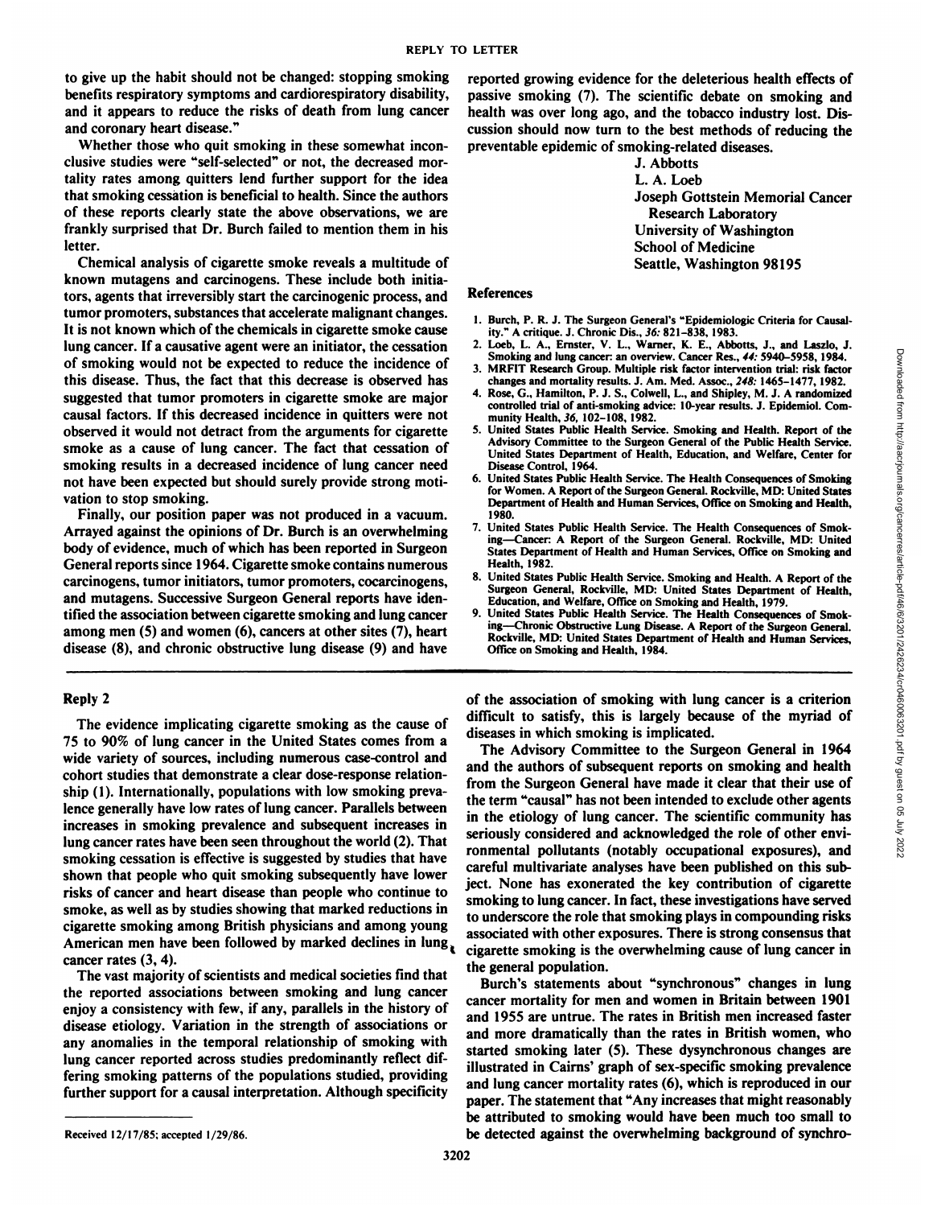to give up the habit should not be changed: stopping smoking benefits respiratory symptoms and cardiorespiratory disability, and it appears to reduce the risks of death from lung cancer and coronary heart disease."

Whether those who quit smoking in these somewhat inconclusive studies were "self-selected" or not, the decreased mortality rates among quitters lend further support for the idea that smoking cessation is beneficial to health. Since the authors of these reports clearly state the above observations, we are frankly surprised that Dr. Burch failed to mention them in his letter.

Chemical analysis of cigarette smoke reveals a multitude of known mutagens and carcinogens. These include both initiators, agents that irreversibly start the carcinogenic process, and tumor promoters, substances that accelerate malignant changes. It is not known which of the chemicals in cigarette smoke cause lung cancer. If a causative agent were an initiator, the cessation of smoking would not be expected to reduce the incidence of this disease. Thus, the fact that this decrease is observed has suggested that tumor promoters in cigarette smoke are major causal factors. If this decreased incidence in quitters were not observed it would not detract from the arguments for cigarette smoke as a cause of lung cancer. The fact that cessation of smoking results in a decreased incidence of lung cancer need not have been expected but should surely provide strong motivation to stop smoking.

Finally, our position paper was not produced in a vacuum. Arrayed against the opinions of Dr. Burch is an overwhelming body of evidence, much of which has been reported in Surgeon General reports since 1964. Cigarette smoke contains numerous carcinogens, tumor initiators, tumor promoters, cocarcinogens, and mutagens. Successive Surgeon General reports have identified the association between cigarette smoking and lung cancer among men (5) and women (6), cancers at other sites (7), heart disease (8), and chronic obstructive lung disease (9) and have reported growing evidence for the deleterious health effects of passive smoking (7). The scientific debate on smoking and health was over long ago, and the tobacco industry lost. Discussion should now turn to the best methods of reducing the preventable epidemic of smoking-related diseases.

J. Abbotts
L. A. Loeb
Joseph Gottstein Memorial Cancer Research Laboratory
University of Washington
School of Medicine
Seattle, Washington 98195

## References

1. Burch, P. R. J. The Surgeon General's "Epidemiologic Criteria for Causality." A critique. J. Chronic Dis., *36:* 821–838, 1983.
2. Loeb, L. A., Ernster, V. L., Warner, K. E., Abbotts, J., and Laszlo, J. Smoking and lung cancer: an overview. Cancer Res., *44:* 5940–5958, 1984.
3. MRFIT Research Group. Multiple risk factor intervention trial: risk factor changes and mortality results. J. Am. Med. Assoc., *248:* 1465–1477, 1982.
4. Rose, G., Hamilton, P. J. S., Colwell, L., and Shipley, M. J. A randomized controlled trial of anti-smoking advice: 10-year results. J. Epidemiol. Community Health, *36,* 102–108, 1982.
5. United States Public Health Service. Smoking and Health. Report of the Advisory Committee to the Surgeon General of the Public Health Service. United States Department of Health, Education, and Welfare, Center for Disease Control, 1964.
6. United States Public Health Service. The Health Consequences of Smoking for Women. A Report of the Surgeon General. Rockville, MD: United States Department of Health and Human Services, Office on Smoking and Health, 1980.
7. United States Public Health Service. The Health Consequences of Smoking—Cancer: A Report of the Surgeon General. Rockville, MD: United States Department of Health and Human Services, Office on Smoking and Health, 1982.
8. United States Public Health Service. Smoking and Health. A Report of the Surgeon General, Rockville, MD: United States Department of Health, Education, and Welfare, Office on Smoking and Health, 1979.
9. United States Public Health Service. The Health Consequences of Smoking—Chronic Obstructive Lung Disease. A Report of the Surgeon General. Rockville, MD: United States Department of Health and Human Services, Office on Smoking and Health, 1984.

## Reply 2

The evidence implicating cigarette smoking as the cause of 75 to 90% of lung cancer in the United States comes from a wide variety of sources, including numerous case-control and cohort studies that demonstrate a clear dose-response relationship (1). Internationally, populations with low smoking prevalence generally have low rates of lung cancer. Parallels between increases in smoking prevalence and subsequent increases in lung cancer rates have been seen throughout the world (2). That smoking cessation is effective is suggested by studies that have shown that people who quit smoking subsequently have lower risks of cancer and heart disease than people who continue to smoke, as well as by studies showing that marked reductions in cigarette smoking among British physicians and among young American men have been followed by marked declines in lung cancer rates (3, 4).

The vast majority of scientists and medical societies find that the reported associations between smoking and lung cancer enjoy a consistency with few, if any, parallels in the history of disease etiology. Variation in the strength of associations or any anomalies in the temporal relationship of smoking with lung cancer reported across studies predominantly reflect differing smoking patterns of the populations studied, providing further support for a causal interpretation. Although specificity of the association of smoking with lung cancer is a criterion difficult to satisfy, this is largely because of the myriad of diseases in which smoking is implicated.

The Advisory Committee to the Surgeon General in 1964 and the authors of subsequent reports on smoking and health from the Surgeon General have made it clear that their use of the term "causal" has not been intended to exclude other agents in the etiology of lung cancer. The scientific community has seriously considered and acknowledged the role of other environmental pollutants (notably occupational exposures), and careful multivariate analyses have been published on this subject. None has exonerated the key contribution of cigarette smoking to lung cancer. In fact, these investigations have served to underscore the role that smoking plays in compounding risks associated with other exposures. There is strong consensus that cigarette smoking is the overwhelming cause of lung cancer in the general population.

Burch's statements about "synchronous" changes in lung cancer mortality for men and women in Britain between 1901 and 1955 are untrue. The rates in British men increased faster and more dramatically than the rates in British women, who started smoking later (5). These dysynchronous changes are illustrated in Cairns' graph of sex-specific smoking prevalence and lung cancer mortality rates (6), which is reproduced in our paper. The statement that "Any increases that might reasonably be attributed to smoking would have been much too small to be detected against the overwhelming background of synchro-

Received 12/17/85; accepted 1/29/86.